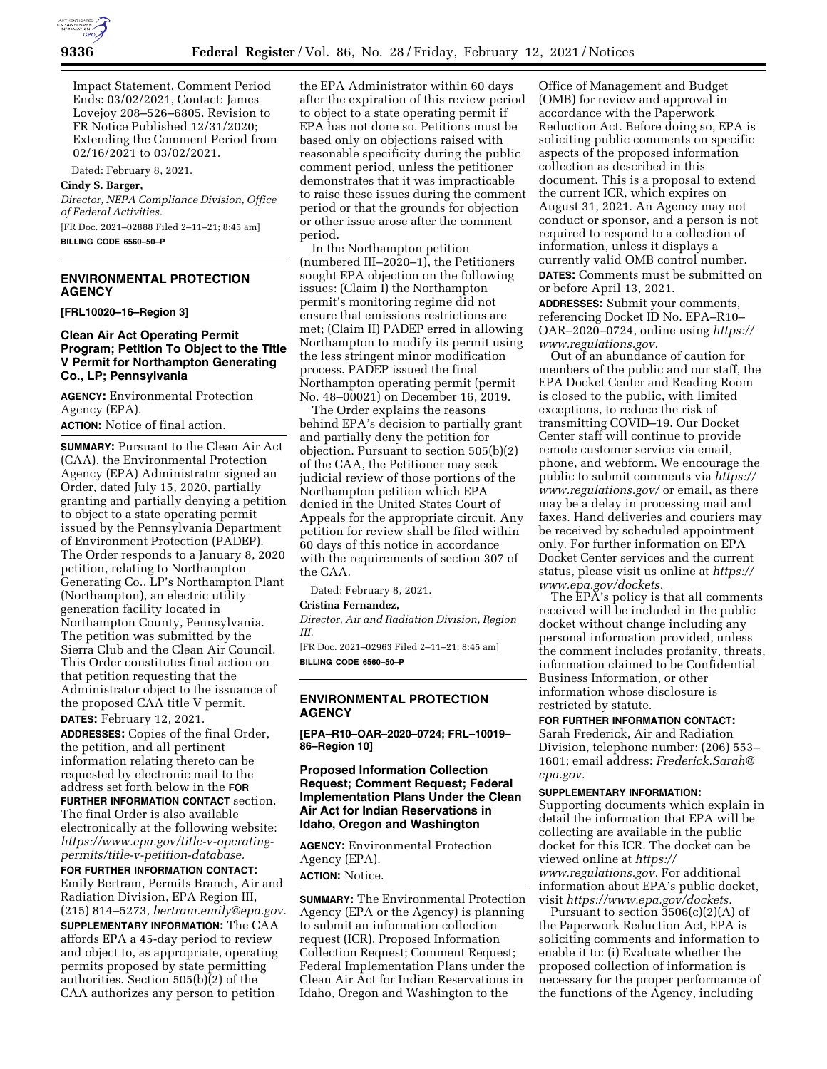Impact Statement, Comment Period Ends: 03/02/2021, Contact: James Lovejoy 208–526–6805. Revision to FR Notice Published 12/31/2020; Extending the Comment Period from 02/16/2021 to 03/02/2021.

Dated: February 8, 2021.

**Cindy S. Barger,**

*Director, NEPA Compliance Division, Office of Federal Activities.*

[FR Doc. 2021–02888 Filed 2–11–21; 8:45 am]

**BILLING CODE 6560–50–P**

## ENVIRONMENTAL PROTECTION AGENCY

**[FRL10020–16–Region 3]**

### Clean Air Act Operating Permit Program; Petition To Object to the Title V Permit for Northampton Generating Co., LP; Pennsylvania

**AGENCY:** Environmental Protection Agency (EPA).

**ACTION:** Notice of final action.

**SUMMARY:** Pursuant to the Clean Air Act (CAA), the Environmental Protection Agency (EPA) Administrator signed an Order, dated July 15, 2020, partially granting and partially denying a petition to object to a state operating permit issued by the Pennsylvania Department of Environment Protection (PADEP). The Order responds to a January 8, 2020 petition, relating to Northampton Generating Co., LP's Northampton Plant (Northampton), an electric utility generation facility located in Northampton County, Pennsylvania. The petition was submitted by the Sierra Club and the Clean Air Council. This Order constitutes final action on that petition requesting that the Administrator object to the issuance of the proposed CAA title V permit.

**DATES:** February 12, 2021.

**ADDRESSES:** Copies of the final Order, the petition, and all pertinent information relating thereto can be requested by electronic mail to the address set forth below in the **FOR FURTHER INFORMATION CONTACT** section. The final Order is also available electronically at the following website: *https://www.epa.gov/title-v-operating-permits/title-v-petition-database.*

**FOR FURTHER INFORMATION CONTACT:** Emily Bertram, Permits Branch, Air and Radiation Division, EPA Region III, (215) 814–5273, *bertram.emily@epa.gov.*

**SUPPLEMENTARY INFORMATION:** The CAA affords EPA a 45-day period to review and object to, as appropriate, operating permits proposed by state permitting authorities. Section 505(b)(2) of the CAA authorizes any person to petition the EPA Administrator within 60 days after the expiration of this review period to object to a state operating permit if EPA has not done so. Petitions must be based only on objections raised with reasonable specificity during the public comment period, unless the petitioner demonstrates that it was impracticable to raise these issues during the comment period or that the grounds for objection or other issue arose after the comment period.

In the Northampton petition (numbered III–2020–1), the Petitioners sought EPA objection on the following issues: (Claim I) the Northampton permit's monitoring regime did not ensure that emissions restrictions are met; (Claim II) PADEP erred in allowing Northampton to modify its permit using the less stringent minor modification process. PADEP issued the final Northampton operating permit (permit No. 48–00021) on December 16, 2019.

The Order explains the reasons behind EPA's decision to partially grant and partially deny the petition for objection. Pursuant to section 505(b)(2) of the CAA, the Petitioner may seek judicial review of those portions of the Northampton petition which EPA denied in the United States Court of Appeals for the appropriate circuit. Any petition for review shall be filed within 60 days of this notice in accordance with the requirements of section 307 of the CAA.

Dated: February 8, 2021.

**Cristina Fernandez,**

*Director, Air and Radiation Division, Region III.*

[FR Doc. 2021–02963 Filed 2–11–21; 8:45 am]

**BILLING CODE 6560–50–P**

## ENVIRONMENTAL PROTECTION AGENCY

**[EPA–R10–OAR–2020–0724; FRL–10019–86–Region 10]**

### Proposed Information Collection Request; Comment Request; Federal Implementation Plans Under the Clean Air Act for Indian Reservations in Idaho, Oregon and Washington

**AGENCY:** Environmental Protection Agency (EPA).

**ACTION:** Notice.

**SUMMARY:** The Environmental Protection Agency (EPA or the Agency) is planning to submit an information collection request (ICR), Proposed Information Collection Request; Comment Request; Federal Implementation Plans under the Clean Air Act for Indian Reservations in Idaho, Oregon and Washington to the Office of Management and Budget (OMB) for review and approval in accordance with the Paperwork Reduction Act. Before doing so, EPA is soliciting public comments on specific aspects of the proposed information collection as described in this document. This is a proposal to extend the current ICR, which expires on August 31, 2021. An Agency may not conduct or sponsor, and a person is not required to respond to a collection of information, unless it displays a currently valid OMB control number.

**DATES:** Comments must be submitted on or before April 13, 2021.

**ADDRESSES:** Submit your comments, referencing Docket ID No. EPA–R10–OAR–2020–0724, online using *https://www.regulations.gov.*

Out of an abundance of caution for members of the public and our staff, the EPA Docket Center and Reading Room is closed to the public, with limited exceptions, to reduce the risk of transmitting COVID–19. Our Docket Center staff will continue to provide remote customer service via email, phone, and webform. We encourage the public to submit comments via *https://www.regulations.gov/* or email, as there may be a delay in processing mail and faxes. Hand deliveries and couriers may be received by scheduled appointment only. For further information on EPA Docket Center services and the current status, please visit us online at *https://www.epa.gov/dockets.*

The EPA's policy is that all comments received will be included in the public docket without change including any personal information provided, unless the comment includes profanity, threats, information claimed to be Confidential Business Information, or other information whose disclosure is restricted by statute.

**FOR FURTHER INFORMATION CONTACT:** Sarah Frederick, Air and Radiation Division, telephone number: (206) 553–1601; email address: *Frederick.Sarah@epa.gov*.

**SUPPLEMENTARY INFORMATION:** Supporting documents which explain in detail the information that EPA will be collecting are available in the public docket for this ICR. The docket can be viewed online at *https://www.regulations.gov.* For additional information about EPA's public docket, visit *https://www.epa.gov/dockets.*

Pursuant to section 3506(c)(2)(A) of the Paperwork Reduction Act, EPA is soliciting comments and information to enable it to: (i) Evaluate whether the proposed collection of information is necessary for the proper performance of the functions of the Agency, including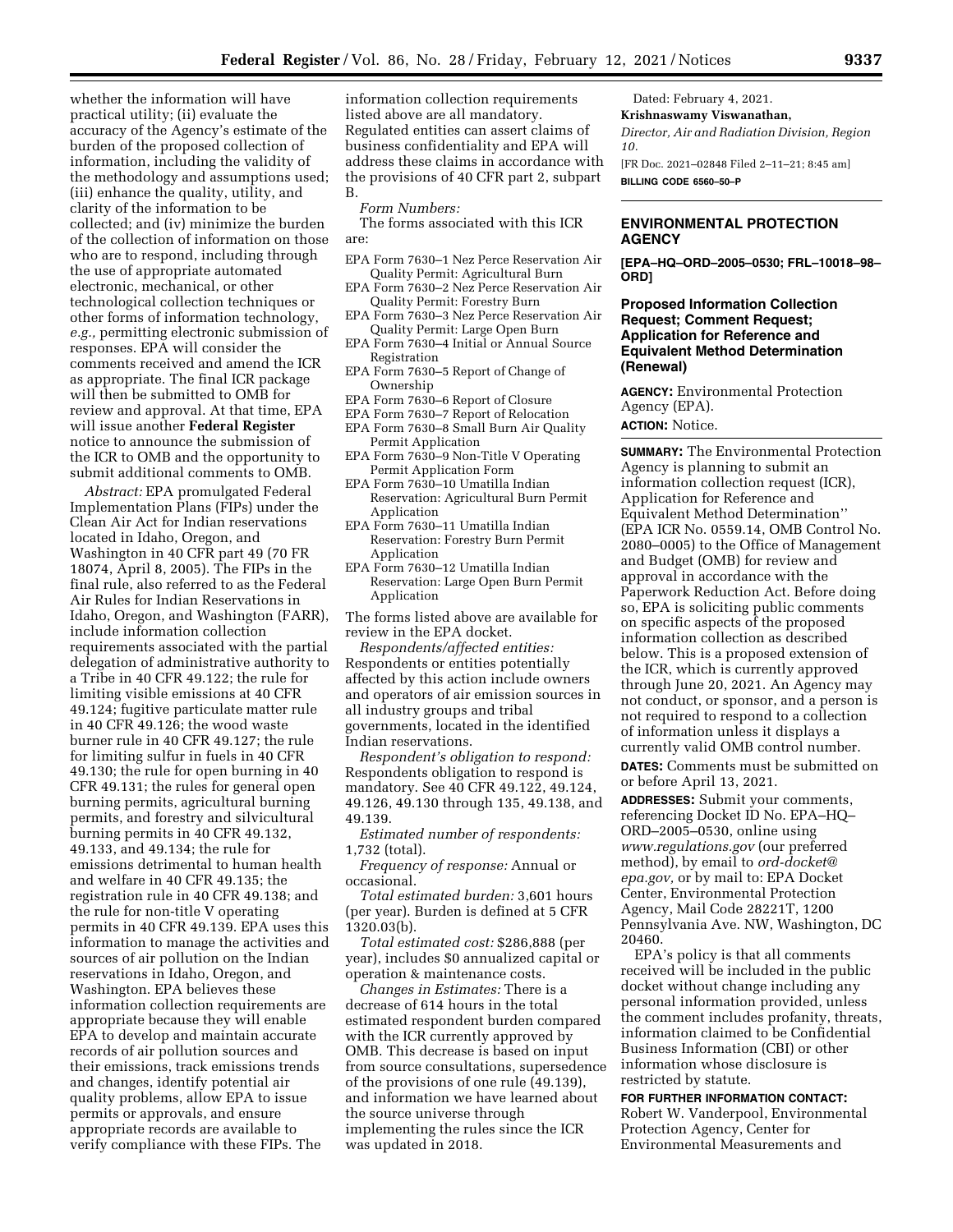whether the information will have practical utility; (ii) evaluate the accuracy of the Agency's estimate of the burden of the proposed collection of information, including the validity of the methodology and assumptions used; (iii) enhance the quality, utility, and clarity of the information to be collected; and (iv) minimize the burden of the collection of information on those who are to respond, including through the use of appropriate automated electronic, mechanical, or other technological collection techniques or other forms of information technology, *e.g.,* permitting electronic submission of responses. EPA will consider the comments received and amend the ICR as appropriate. The final ICR package will then be submitted to OMB for review and approval. At that time, EPA will issue another **Federal Register** notice to announce the submission of the ICR to OMB and the opportunity to submit additional comments to OMB.

*Abstract:* EPA promulgated Federal Implementation Plans (FIPs) under the Clean Air Act for Indian reservations located in Idaho, Oregon, and Washington in 40 CFR part 49 (70 FR 18074, April 8, 2005). The FIPs in the final rule, also referred to as the Federal Air Rules for Indian Reservations in Idaho, Oregon, and Washington (FARR), include information collection requirements associated with the partial delegation of administrative authority to a Tribe in 40 CFR 49.122; the rule for limiting visible emissions at 40 CFR 49.124; fugitive particulate matter rule in 40 CFR 49.126; the wood waste burner rule in 40 CFR 49.127; the rule for limiting sulfur in fuels in 40 CFR 49.130; the rule for open burning in 40 CFR 49.131; the rules for general open burning permits, agricultural burning permits, and forestry and silvicultural burning permits in 40 CFR 49.132, 49.133, and 49.134; the rule for emissions detrimental to human health and welfare in 40 CFR 49.135; the registration rule in 40 CFR 49.138; and the rule for non-title V operating permits in 40 CFR 49.139. EPA uses this information to manage the activities and sources of air pollution on the Indian reservations in Idaho, Oregon, and Washington. EPA believes these information collection requirements are appropriate because they will enable EPA to develop and maintain accurate records of air pollution sources and their emissions, track emissions trends and changes, identify potential air quality problems, allow EPA to issue permits or approvals, and ensure appropriate records are available to verify compliance with these FIPs. The information collection requirements listed above are all mandatory. Regulated entities can assert claims of business confidentiality and EPA will address these claims in accordance with the provisions of 40 CFR part 2, subpart B.

*Form Numbers:*

The forms associated with this ICR are:

- EPA Form 7630–1 Nez Perce Reservation Air Quality Permit: Agricultural Burn
- EPA Form 7630–2 Nez Perce Reservation Air Quality Permit: Forestry Burn
- EPA Form 7630–3 Nez Perce Reservation Air Quality Permit: Large Open Burn
- EPA Form 7630–4 Initial or Annual Source Registration
- EPA Form 7630–5 Report of Change of Ownership
- EPA Form 7630–6 Report of Closure
- EPA Form 7630–7 Report of Relocation
- EPA Form 7630–8 Small Burn Air Quality Permit Application
- EPA Form 7630–9 Non-Title V Operating Permit Application Form
- EPA Form 7630–10 Umatilla Indian Reservation: Agricultural Burn Permit Application
- EPA Form 7630–11 Umatilla Indian Reservation: Forestry Burn Permit Application
- EPA Form 7630–12 Umatilla Indian Reservation: Large Open Burn Permit Application

The forms listed above are available for review in the EPA docket.

*Respondents/affected entities:* Respondents or entities potentially affected by this action include owners and operators of air emission sources in all industry groups and tribal governments, located in the identified Indian reservations.

*Respondent's obligation to respond:* Respondents obligation to respond is mandatory. See 40 CFR 49.122, 49.124, 49.126, 49.130 through 135, 49.138, and 49.139.

*Estimated number of respondents:* 1,732 (total).

*Frequency of response:* Annual or occasional.

*Total estimated burden:* 3,601 hours (per year). Burden is defined at 5 CFR 1320.03(b).

*Total estimated cost:* $286,888 (per year), includes $0 annualized capital or operation & maintenance costs.

*Changes in Estimates:* There is a decrease of 614 hours in the total estimated respondent burden compared with the ICR currently approved by OMB. This decrease is based on input from source consultations, supersedence of the provisions of one rule (49.139), and information we have learned about the source universe through implementing the rules since the ICR was updated in 2018.

Dated: February 4, 2021.

**Krishnaswamy Viswanathan,**

*Director, Air and Radiation Division, Region 10.*

[FR Doc. 2021–02848 Filed 2–11–21; 8:45 am]

**BILLING CODE 6560–50–P**

## ENVIRONMENTAL PROTECTION AGENCY

**[EPA–HQ–ORD–2005–0530; FRL–10018–98–ORD]**

## Proposed Information Collection Request; Comment Request; Application for Reference and Equivalent Method Determination (Renewal)

**AGENCY:** Environmental Protection Agency (EPA).

**ACTION:** Notice.

**SUMMARY:** The Environmental Protection Agency is planning to submit an information collection request (ICR), Application for Reference and Equivalent Method Determination'' (EPA ICR No. 0559.14, OMB Control No. 2080–0005) to the Office of Management and Budget (OMB) for review and approval in accordance with the Paperwork Reduction Act. Before doing so, EPA is soliciting public comments on specific aspects of the proposed information collection as described below. This is a proposed extension of the ICR, which is currently approved through June 20, 2021. An Agency may not conduct, or sponsor, and a person is not required to respond to a collection of information unless it displays a currently valid OMB control number.

**DATES:** Comments must be submitted on or before April 13, 2021.

**ADDRESSES:** Submit your comments, referencing Docket ID No. EPA–HQ–ORD–2005–0530, online using *www.regulations.gov* (our preferred method), by email to *ord-docket@epa.gov,* or by mail to: EPA Docket Center, Environmental Protection Agency, Mail Code 28221T, 1200 Pennsylvania Ave. NW, Washington, DC 20460.

EPA's policy is that all comments received will be included in the public docket without change including any personal information provided, unless the comment includes profanity, threats, information claimed to be Confidential Business Information (CBI) or other information whose disclosure is restricted by statute.

**FOR FURTHER INFORMATION CONTACT:** Robert W. Vanderpool, Environmental Protection Agency, Center for Environmental Measurements and